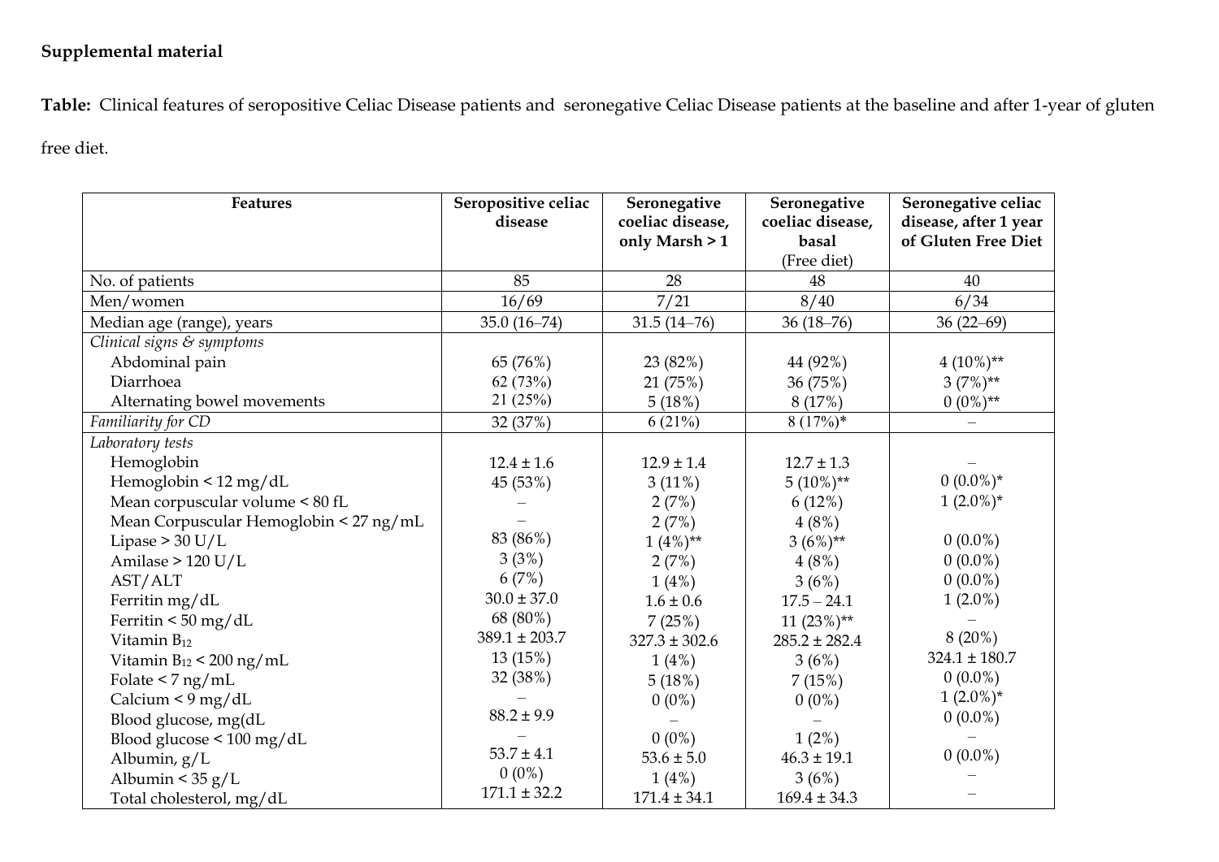**Supplemental material**

**Table:** Clinical features of seropositive Celiac Disease patients and seronegative Celiac Disease patients at the baseline and after 1-year of gluten free diet.

| Features | Seropositive celiac disease | Seronegative coeliac disease, only Marsh > 1 | Seronegative coeliac disease, basal (Free diet) | Seronegative celiac disease, after 1 year of Gluten Free Diet |
|---|---|---|---|---|
| No. of patients | 85 | 28 | 48 | 40 |
| Men/women | 16/69 | 7/21 | 8/40 | 6/34 |
| Median age (range), years | 35.0 (16–74) | 31.5 (14–76) | 36 (18–76) | 36 (22–69) |
| *Clinical signs & symptoms* | | | | |
| Abdominal pain | 65 (76%) | 23 (82%) | 44 (92%) | 4 (10%)** |
| Diarrhoea | 62 (73%) | 21 (75%) | 36 (75%) | 3 (7%)** |
| Alternating bowel movements | 21 (25%) | 5 (18%) | 8 (17%) | 0 (0%)** |
| *Familiarity for CD* | 32 (37%) | 6 (21%) | 8 (17%)* | – |
| *Laboratory tests* | | | | |
| Hemoglobin | 12.4 ± 1.6 | 12.9 ± 1.4 | 12.7 ± 1.3 | – |
| Hemoglobin < 12 mg/dL | 45 (53%) | 3 (11%) | 5 (10%)** | 0 (0.0%)* |
| Mean corpuscular volume < 80 fL | – | 2 (7%) | 6 (12%) | 1 (2.0%)* |
| Mean Corpuscular Hemoglobin < 27 ng/mL | – | 2 (7%) | 4 (8%) | |
| Lipase > 30 U/L | 83 (86%) | 1 (4%)** | 3 (6%)** | 0 (0.0%) |
| Amilase > 120 U/L | 3 (3%) | 2 (7%) | 4 (8%) | 0 (0.0%) |
| AST/ALT | 6 (7%) | 1 (4%) | 3 (6%) | 0 (0.0%) |
| Ferritin mg/dL | 30.0 ± 37.0 | 1.6 ± 0.6 | 17.5 – 24.1 | 1 (2.0%) |
| Ferritin < 50 mg/dL | 68 (80%) | 7 (25%) | 11 (23%)** | – |
| Vitamin $B_{12}$ | 389.1 ± 203.7 | 327.3 ± 302.6 | 285.2 ± 282.4 | 8 (20%) |
| Vitamin $B_{12}$ < 200 ng/mL | 13 (15%) | 1 (4%) | 3 (6%) | 324.1 ± 180.7 |
| Folate < 7 ng/mL | 32 (38%) | 5 (18%) | 7 (15%) | 0 (0.0%) |
| Calcium < 9 mg/dL | – | 0 (0%) | 0 (0%) | 1 (2.0%)* |
| Blood glucose, mg(dL | 88.2 ± 9.9 | – | – | 0 (0.0%) |
| Blood glucose < 100 mg/dL | – | 0 (0%) | 1 (2%) | – |
| Albumin, g/L | 53.7 ± 4.1 | 53.6 ± 5.0 | 46.3 ± 19.1 | 0 (0.0%) |
| Albumin < 35 g/L | 0 (0%) | 1 (4%) | 3 (6%) | – |
| Total cholesterol, mg/dL | 171.1 ± 32.2 | 171.4 ± 34.1 | 169.4 ± 34.3 | – |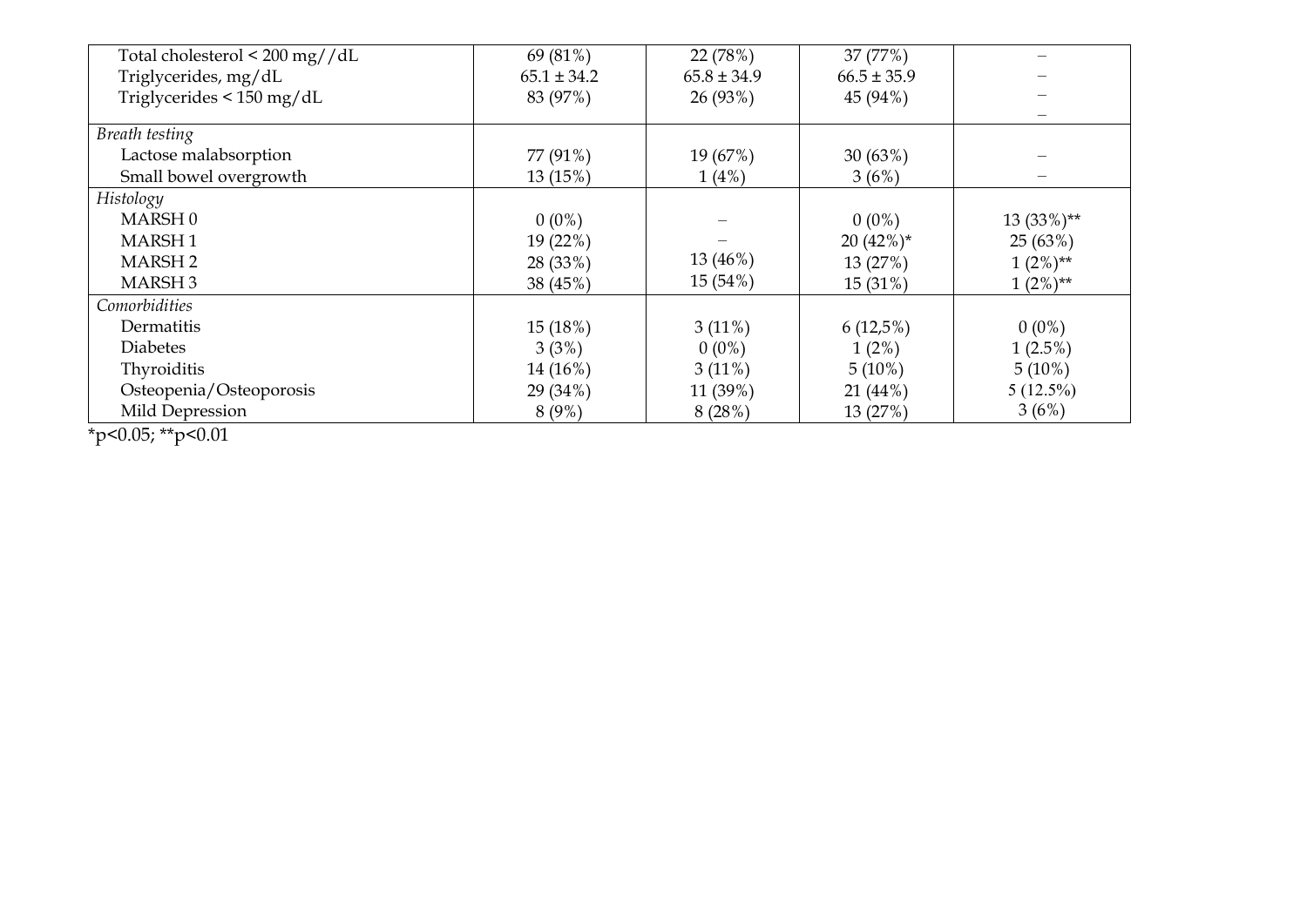| | | | | |
|---|---|---|---|---|
| Total cholesterol < 200 mg//dL | 69 (81%) | 22 (78%) | 37 (77%) | – |
| Triglycerides, mg/dL | 65.1 ± 34.2 | 65.8 ± 34.9 | 66.5 ± 35.9 | – |
| Triglycerides < 150 mg/dL | 83 (97%) | 26 (93%) | 45 (94%) | – |
| | | | | – |
| *Breath testing* | | | | |
| Lactose malabsorption | 77 (91%) | 19 (67%) | 30 (63%) | – |
| Small bowel overgrowth | 13 (15%) | 1 (4%) | 3 (6%) | – |
| *Histology* | | | | |
| MARSH 0 | 0 (0%) | – | 0 (0%) | 13 (33%)** |
| MARSH 1 | 19 (22%) | – | 20 (42%)* | 25 (63%) |
| MARSH 2 | 28 (33%) | 13 (46%) | 13 (27%) | 1 (2%)** |
| MARSH 3 | 38 (45%) | 15 (54%) | 15 (31%) | 1 (2%)** |
| *Comorbidities* | | | | |
| Dermatitis | 15 (18%) | 3 (11%) | 6 (12,5%) | 0 (0%) |
| Diabetes | 3 (3%) | 0 (0%) | 1 (2%) | 1 (2.5%) |
| Thyroiditis | 14 (16%) | 3 (11%) | 5 (10%) | 5 (10%) |
| Osteopenia/Osteoporosis | 29 (34%) | 11 (39%) | 21 (44%) | 5 (12.5%) |
| Mild Depression | 8 (9%) | 8 (28%) | 13 (27%) | 3 (6%) |

*p<0.05; **p<0.01